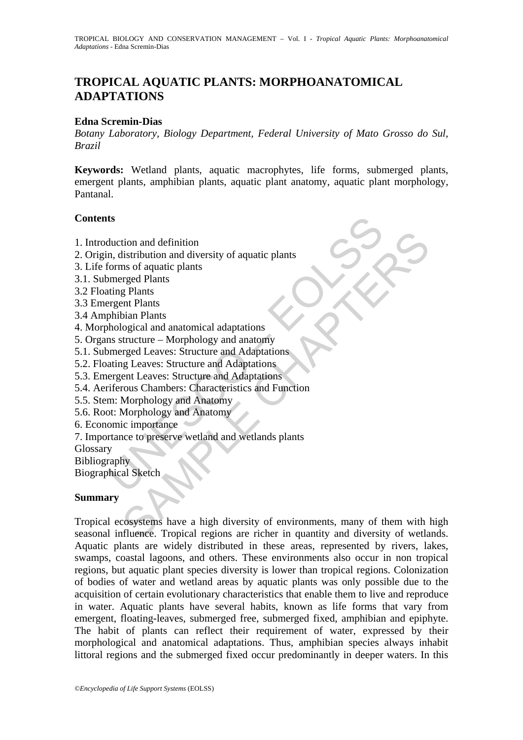# TROPICAL AQUATIC PLANTS: MORPHOANATOMICAL ADAPTATIONS

**Edna Scremin-Dias**

*Botany Laboratory, Biology Department, Federal University of Mato Grosso do Sul, Brazil*

**Keywords:** Wetland plants, aquatic macrophytes, life forms, submerged plants, emergent plants, amphibian plants, aquatic plant anatomy, aquatic plant morphology, Pantanal.

## Contents

1. Introduction and definition
2. Origin, distribution and diversity of aquatic plants
3. Life forms of aquatic plants
3.1. Submerged Plants
3.2 Floating Plants
3.3 Emergent Plants
3.4 Amphibian Plants
4. Morphological and anatomical adaptations
5. Organs structure – Morphology and anatomy
5.1. Submerged Leaves: Structure and Adaptations
5.2. Floating Leaves: Structure and Adaptations
5.3. Emergent Leaves: Structure and Adaptations
5.4. Aeriferous Chambers: Characteristics and Function
5.5. Stem: Morphology and Anatomy
5.6. Root: Morphology and Anatomy
6. Economic importance
7. Importance to preserve wetland and wetlands plants

Glossary
Bibliography
Biographical Sketch

## Summary

Tropical ecosystems have a high diversity of environments, many of them with high seasonal influence. Tropical regions are richer in quantity and diversity of wetlands. Aquatic plants are widely distributed in these areas, represented by rivers, lakes, swamps, coastal lagoons, and others. These environments also occur in non tropical regions, but aquatic plant species diversity is lower than tropical regions. Colonization of bodies of water and wetland areas by aquatic plants was only possible due to the acquisition of certain evolutionary characteristics that enable them to live and reproduce in water. Aquatic plants have several habits, known as life forms that vary from emergent, floating-leaves, submerged free, submerged fixed, amphibian and epiphyte. The habit of plants can reflect their requirement of water, expressed by their morphological and anatomical adaptations. Thus, amphibian species always inhabit littoral regions and the submerged fixed occur predominantly in deeper waters. In this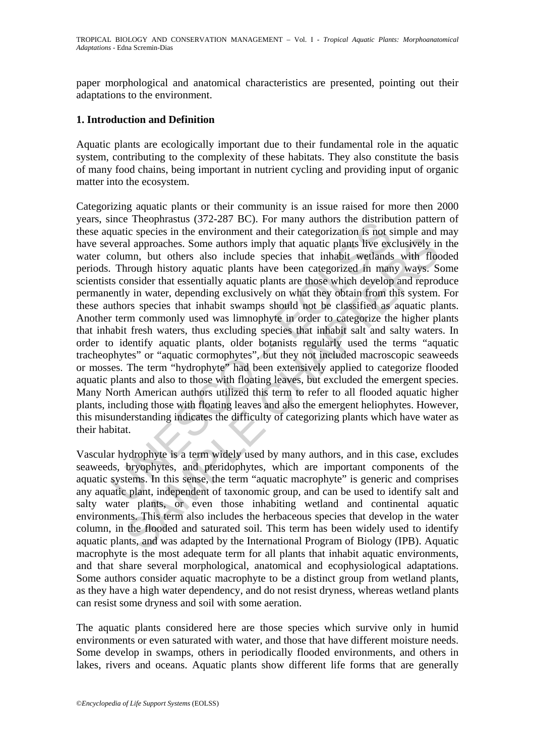paper morphological and anatomical characteristics are presented, pointing out their adaptations to the environment.

## 1. Introduction and Definition

Aquatic plants are ecologically important due to their fundamental role in the aquatic system, contributing to the complexity of these habitats. They also constitute the basis of many food chains, being important in nutrient cycling and providing input of organic matter into the ecosystem.

Categorizing aquatic plants or their community is an issue raised for more then 2000 years, since Theophrastus (372-287 BC). For many authors the distribution pattern of these aquatic species in the environment and their categorization is not simple and may have several approaches. Some authors imply that aquatic plants live exclusively in the water column, but others also include species that inhabit wetlands with flooded periods. Through history aquatic plants have been categorized in many ways. Some scientists consider that essentially aquatic plants are those which develop and reproduce permanently in water, depending exclusively on what they obtain from this system. For these authors species that inhabit swamps should not be classified as aquatic plants. Another term commonly used was limnophyte in order to categorize the higher plants that inhabit fresh waters, thus excluding species that inhabit salt and salty waters. In order to identify aquatic plants, older botanists regularly used the terms "aquatic tracheophytes" or "aquatic cormophytes", but they not included macroscopic seaweeds or mosses. The term "hydrophyte" had been extensively applied to categorize flooded aquatic plants and also to those with floating leaves, but excluded the emergent species. Many North American authors utilized this term to refer to all flooded aquatic higher plants, including those with floating leaves and also the emergent heliophytes. However, this misunderstanding indicates the difficulty of categorizing plants which have water as their habitat.

Vascular hydrophyte is a term widely used by many authors, and in this case, excludes seaweeds, bryophytes, and pteridophytes, which are important components of the aquatic systems. In this sense, the term "aquatic macrophyte" is generic and comprises any aquatic plant, independent of taxonomic group, and can be used to identify salt and salty water plants, or even those inhabiting wetland and continental aquatic environments. This term also includes the herbaceous species that develop in the water column, in the flooded and saturated soil. This term has been widely used to identify aquatic plants, and was adapted by the International Program of Biology (IPB). Aquatic macrophyte is the most adequate term for all plants that inhabit aquatic environments, and that share several morphological, anatomical and ecophysiological adaptations. Some authors consider aquatic macrophyte to be a distinct group from wetland plants, as they have a high water dependency, and do not resist dryness, whereas wetland plants can resist some dryness and soil with some aeration.

The aquatic plants considered here are those species which survive only in humid environments or even saturated with water, and those that have different moisture needs. Some develop in swamps, others in periodically flooded environments, and others in lakes, rivers and oceans. Aquatic plants show different life forms that are generally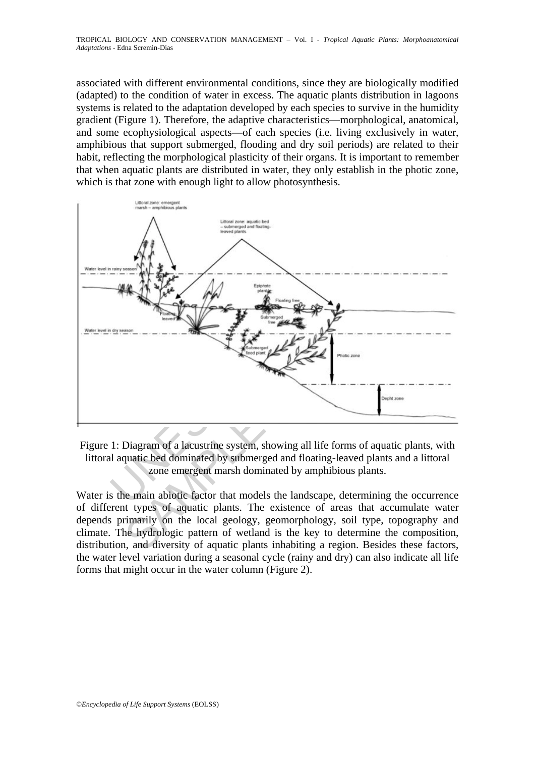associated with different environmental conditions, since they are biologically modified (adapted) to the condition of water in excess. The aquatic plants distribution in lagoons systems is related to the adaptation developed by each species to survive in the humidity gradient (Figure 1). Therefore, the adaptive characteristics—morphological, anatomical, and some ecophysiological aspects—of each species (i.e. living exclusively in water, amphibious that support submerged, flooding and dry soil periods) are related to their habit, reflecting the morphological plasticity of their organs. It is important to remember that when aquatic plants are distributed in water, they only establish in the photic zone, which is that zone with enough light to allow photosynthesis.

Figure 1: Diagram of a lacustrine system, showing all life forms of aquatic plants, with littoral aquatic bed dominated by submerged and floating-leaved plants and a littoral zone emergent marsh dominated by amphibious plants.

Water is the main abiotic factor that models the landscape, determining the occurrence of different types of aquatic plants. The existence of areas that accumulate water depends primarily on the local geology, geomorphology, soil type, topography and climate. The hydrologic pattern of wetland is the key to determine the composition, distribution, and diversity of aquatic plants inhabiting a region. Besides these factors, the water level variation during a seasonal cycle (rainy and dry) can also indicate all life forms that might occur in the water column (Figure 2).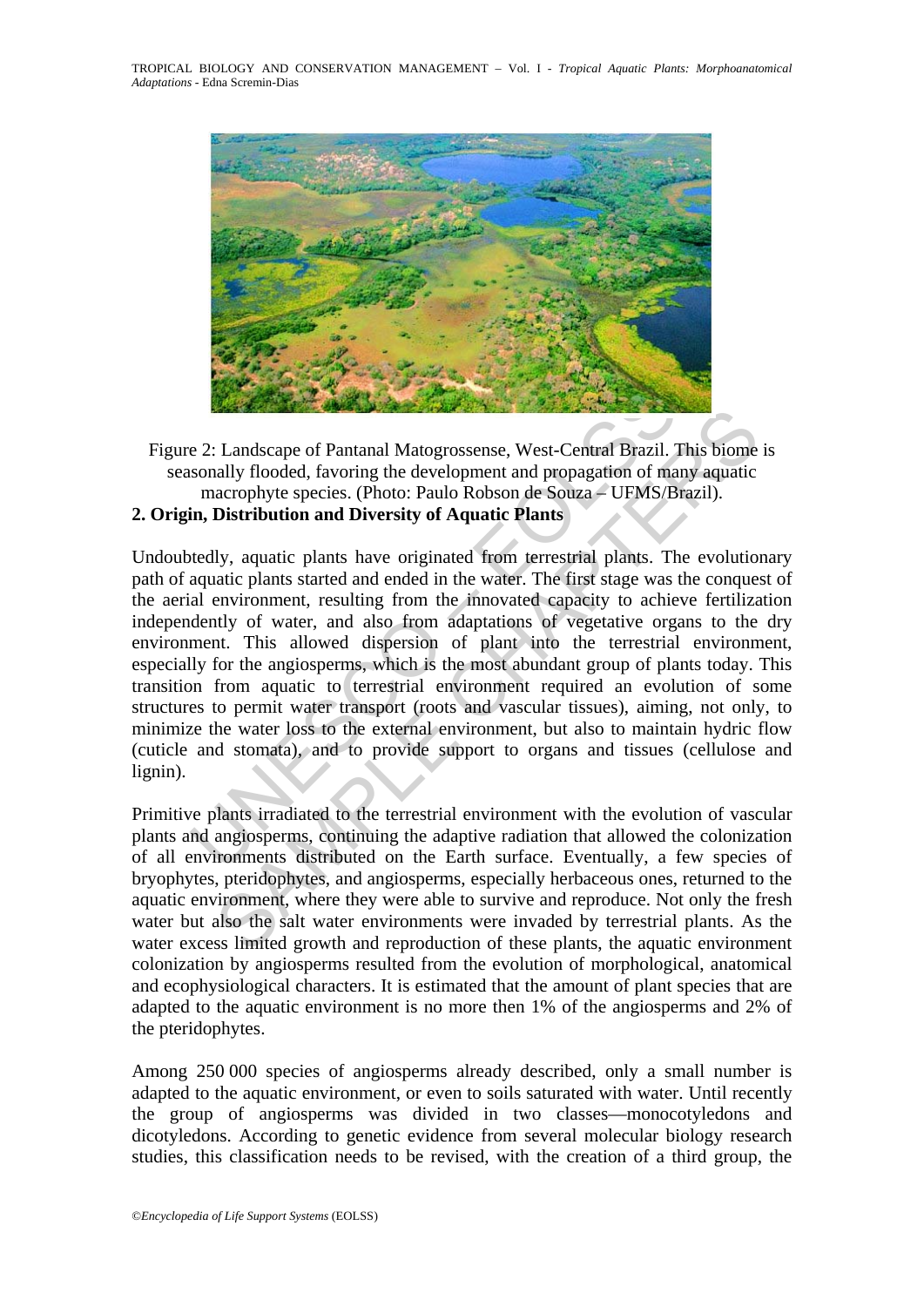Figure 2: Landscape of Pantanal Matogrossense, West-Central Brazil. This biome is seasonally flooded, favoring the development and propagation of many aquatic macrophyte species. (Photo: Paulo Robson de Souza – UFMS/Brazil).

## 2. Origin, Distribution and Diversity of Aquatic Plants

Undoubtedly, aquatic plants have originated from terrestrial plants. The evolutionary path of aquatic plants started and ended in the water. The first stage was the conquest of the aerial environment, resulting from the innovated capacity to achieve fertilization independently of water, and also from adaptations of vegetative organs to the dry environment. This allowed dispersion of plant into the terrestrial environment, especially for the angiosperms, which is the most abundant group of plants today. This transition from aquatic to terrestrial environment required an evolution of some structures to permit water transport (roots and vascular tissues), aiming, not only, to minimize the water loss to the external environment, but also to maintain hydric flow (cuticle and stomata), and to provide support to organs and tissues (cellulose and lignin).

Primitive plants irradiated to the terrestrial environment with the evolution of vascular plants and angiosperms, continuing the adaptive radiation that allowed the colonization of all environments distributed on the Earth surface. Eventually, a few species of bryophytes, pteridophytes, and angiosperms, especially herbaceous ones, returned to the aquatic environment, where they were able to survive and reproduce. Not only the fresh water but also the salt water environments were invaded by terrestrial plants. As the water excess limited growth and reproduction of these plants, the aquatic environment colonization by angiosperms resulted from the evolution of morphological, anatomical and ecophysiological characters. It is estimated that the amount of plant species that are adapted to the aquatic environment is no more then 1% of the angiosperms and 2% of the pteridophytes.

Among 250 000 species of angiosperms already described, only a small number is adapted to the aquatic environment, or even to soils saturated with water. Until recently the group of angiosperms was divided in two classes—monocotyledons and dicotyledons. According to genetic evidence from several molecular biology research studies, this classification needs to be revised, with the creation of a third group, the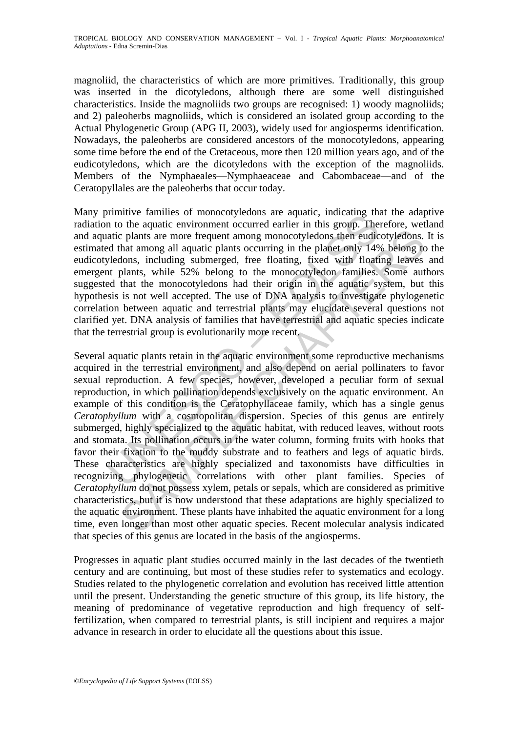magnoliid, the characteristics of which are more primitives. Traditionally, this group was inserted in the dicotyledons, although there are some well distinguished characteristics. Inside the magnoliids two groups are recognised: 1) woody magnoliids; and 2) paleoherbs magnoliids, which is considered an isolated group according to the Actual Phylogenetic Group (APG II, 2003), widely used for angiosperms identification. Nowadays, the paleoherbs are considered ancestors of the monocotyledons, appearing some time before the end of the Cretaceous, more then 120 million years ago, and of the eudicotyledons, which are the dicotyledons with the exception of the magnoliids. Members of the Nymphaeales—Nymphaeaceae and Cabombaceae—and of the Ceratopyllales are the paleoherbs that occur today.

Many primitive families of monocotyledons are aquatic, indicating that the adaptive radiation to the aquatic environment occurred earlier in this group. Therefore, wetland and aquatic plants are more frequent among monocotyledons then eudicotyledons. It is estimated that among all aquatic plants occurring in the planet only 14% belong to the eudicotyledons, including submerged, free floating, fixed with floating leaves and emergent plants, while 52% belong to the monocotyledon families. Some authors suggested that the monocotyledons had their origin in the aquatic system, but this hypothesis is not well accepted. The use of DNA analysis to investigate phylogenetic correlation between aquatic and terrestrial plants may elucidate several questions not clarified yet. DNA analysis of families that have terrestrial and aquatic species indicate that the terrestrial group is evolutionarily more recent.

Several aquatic plants retain in the aquatic environment some reproductive mechanisms acquired in the terrestrial environment, and also depend on aerial pollinaters to favor sexual reproduction. A few species, however, developed a peculiar form of sexual reproduction, in which pollination depends exclusively on the aquatic environment. An example of this condition is the Ceratophyllaceae family, which has a single genus *Ceratophyllum* with a cosmopolitan dispersion. Species of this genus are entirely submerged, highly specialized to the aquatic habitat, with reduced leaves, without roots and stomata. Its pollination occurs in the water column, forming fruits with hooks that favor their fixation to the muddy substrate and to feathers and legs of aquatic birds. These characteristics are highly specialized and taxonomists have difficulties in recognizing phylogenetic correlations with other plant families. Species of *Ceratophyllum* do not possess xylem, petals or sepals, which are considered as primitive characteristics, but it is now understood that these adaptations are highly specialized to the aquatic environment. These plants have inhabited the aquatic environment for a long time, even longer than most other aquatic species. Recent molecular analysis indicated that species of this genus are located in the basis of the angiosperms.

Progresses in aquatic plant studies occurred mainly in the last decades of the twentieth century and are continuing, but most of these studies refer to systematics and ecology. Studies related to the phylogenetic correlation and evolution has received little attention until the present. Understanding the genetic structure of this group, its life history, the meaning of predominance of vegetative reproduction and high frequency of self-fertilization, when compared to terrestrial plants, is still incipient and requires a major advance in research in order to elucidate all the questions about this issue.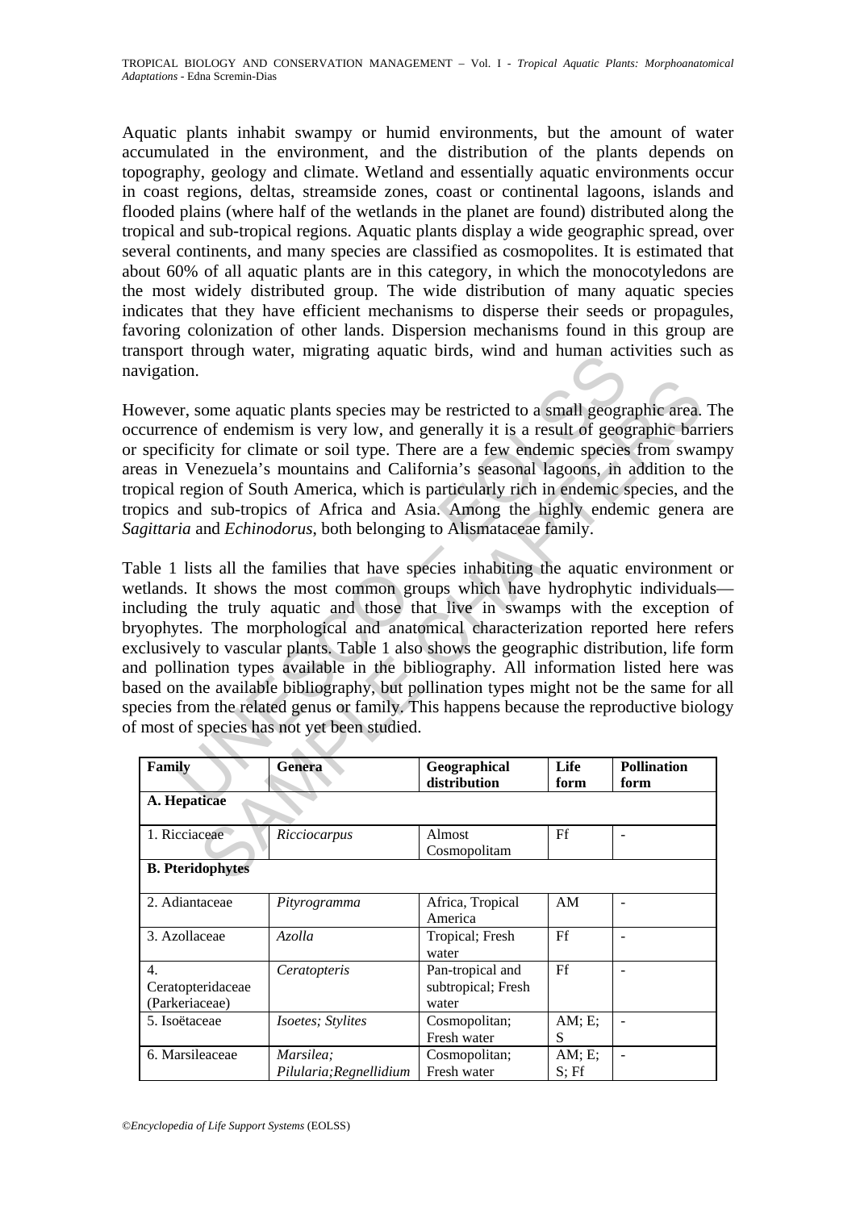Aquatic plants inhabit swampy or humid environments, but the amount of water accumulated in the environment, and the distribution of the plants depends on topography, geology and climate. Wetland and essentially aquatic environments occur in coast regions, deltas, streamside zones, coast or continental lagoons, islands and flooded plains (where half of the wetlands in the planet are found) distributed along the tropical and sub-tropical regions. Aquatic plants display a wide geographic spread, over several continents, and many species are classified as cosmopolites. It is estimated that about 60% of all aquatic plants are in this category, in which the monocotyledons are the most widely distributed group. The wide distribution of many aquatic species indicates that they have efficient mechanisms to disperse their seeds or propagules, favoring colonization of other lands. Dispersion mechanisms found in this group are transport through water, migrating aquatic birds, wind and human activities such as navigation.

However, some aquatic plants species may be restricted to a small geographic area. The occurrence of endemism is very low, and generally it is a result of geographic barriers or specificity for climate or soil type. There are a few endemic species from swampy areas in Venezuela's mountains and California's seasonal lagoons, in addition to the tropical region of South America, which is particularly rich in endemic species, and the tropics and sub-tropics of Africa and Asia. Among the highly endemic genera are *Sagittaria* and *Echinodorus*, both belonging to Alismataceae family.

Table 1 lists all the families that have species inhabiting the aquatic environment or wetlands. It shows the most common groups which have hydrophytic individuals—including the truly aquatic and those that live in swamps with the exception of bryophytes. The morphological and anatomical characterization reported here refers exclusively to vascular plants. Table 1 also shows the geographic distribution, life form and pollination types available in the bibliography. All information listed here was based on the available bibliography, but pollination types might not be the same for all species from the related genus or family. This happens because the reproductive biology of most of species has not yet been studied.

| Family | Genera | Geographical distribution | Life form | Pollination form |
|---|---|---|---|---|
| **A. Hepaticae** | | | | |
| 1. Ricciaceae | *Ricciocarpus* | Almost Cosmopolitam | Ff | - |
| **B. Pteridophytes** | | | | |
| 2. Adiantaceae | *Pityrogramma* | Africa, Tropical America | AM | - |
| 3. Azollaceae | *Azolla* | Tropical; Fresh water | Ff | - |
| 4. Ceratopteridaceae (Parkeriaceae) | *Ceratopteris* | Pan-tropical and subtropical; Fresh water | Ff | - |
| 5. Isoëtaceae | *Isoetes; Stylites* | Cosmopolitan; Fresh water | AM; E; S | - |
| 6. Marsileaceae | *Marsilea; Pilularia;Regnellidium* | Cosmopolitan; Fresh water | AM; E; S; Ff | - |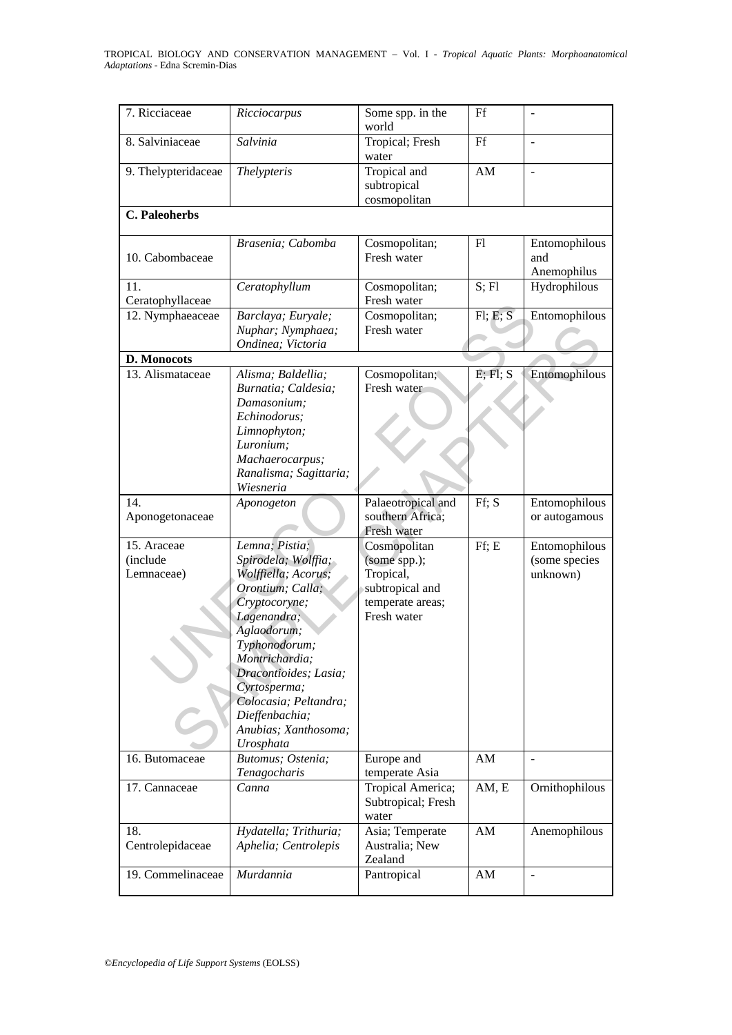| 7. Ricciaceae | *Ricciocarpus* | Some spp. in the world | Ff | - |
|---|---|---|---|---|
| 8. Salviniaceae | *Salvinia* | Tropical; Fresh water | Ff | - |
| 9. Thelypteridaceae | *Thelypteris* | Tropical and subtropical cosmopolitan | AM | - |
| **C. Paleoherbs** | | | | |
| 10. Cabombaceae | *Brasenia; Cabomba* | Cosmopolitan; Fresh water | Fl | Entomophilous and Anemophilus |
| 11. Ceratophyllaceae | *Ceratophyllum* | Cosmopolitan; Fresh water | S; Fl | Hydrophilous |
| 12. Nymphaeaceae | *Barclaya; Euryale; Nuphar; Nymphaea; Ondinea; Victoria* | Cosmopolitan; Fresh water | Fl; E; S | Entomophilous |
| **D. Monocots** | | | | |
| 13. Alismataceae | *Alisma; Baldellia; Burnatia; Caldesia; Damasonium; Echinodorus; Limnophyton; Luronium; Machaerocarpus; Ranalisma; Sagittaria; Wiesneria* | Cosmopolitan; Fresh water | E; Fl; S | Entomophilous |
| 14. Aponogetonaceae | *Aponogeton* | Palaeotropical and southern Africa; Fresh water | Ff; S | Entomophilous or autogamous |
| 15. Araceae (include Lemnaceae) | *Lemna; Pistia; Spirodela; Wolffia; Wolffiella; Acorus; Orontium; Calla; Cryptocoryne; Lagenandra; Aglaodorum; Typhonodorum; Montrichardia; Dracontioides; Lasia; Cyrtosperma; Colocasia; Peltandra; Dieffenbachia; Anubias; Xanthosoma; Urosphata* | Cosmopolitan (some spp.); Tropical, subtropical and temperate areas; Fresh water | Ff; E | Entomophilous (some species unknown) |
| 16. Butomaceae | *Butomus; Ostenia; Tenagocharis* | Europe and temperate Asia | AM | - |
| 17. Cannaceae | *Canna* | Tropical America; Subtropical; Fresh water | AM, E | Ornithophilous |
| 18. Centrolepidaceae | *Hydatella; Trithuria; Aphelia; Centrolepis* | Asia; Temperate Australia; New Zealand | AM | Anemophilous |
| 19. Commelinaceae | *Murdannia* | Pantropical | AM | - |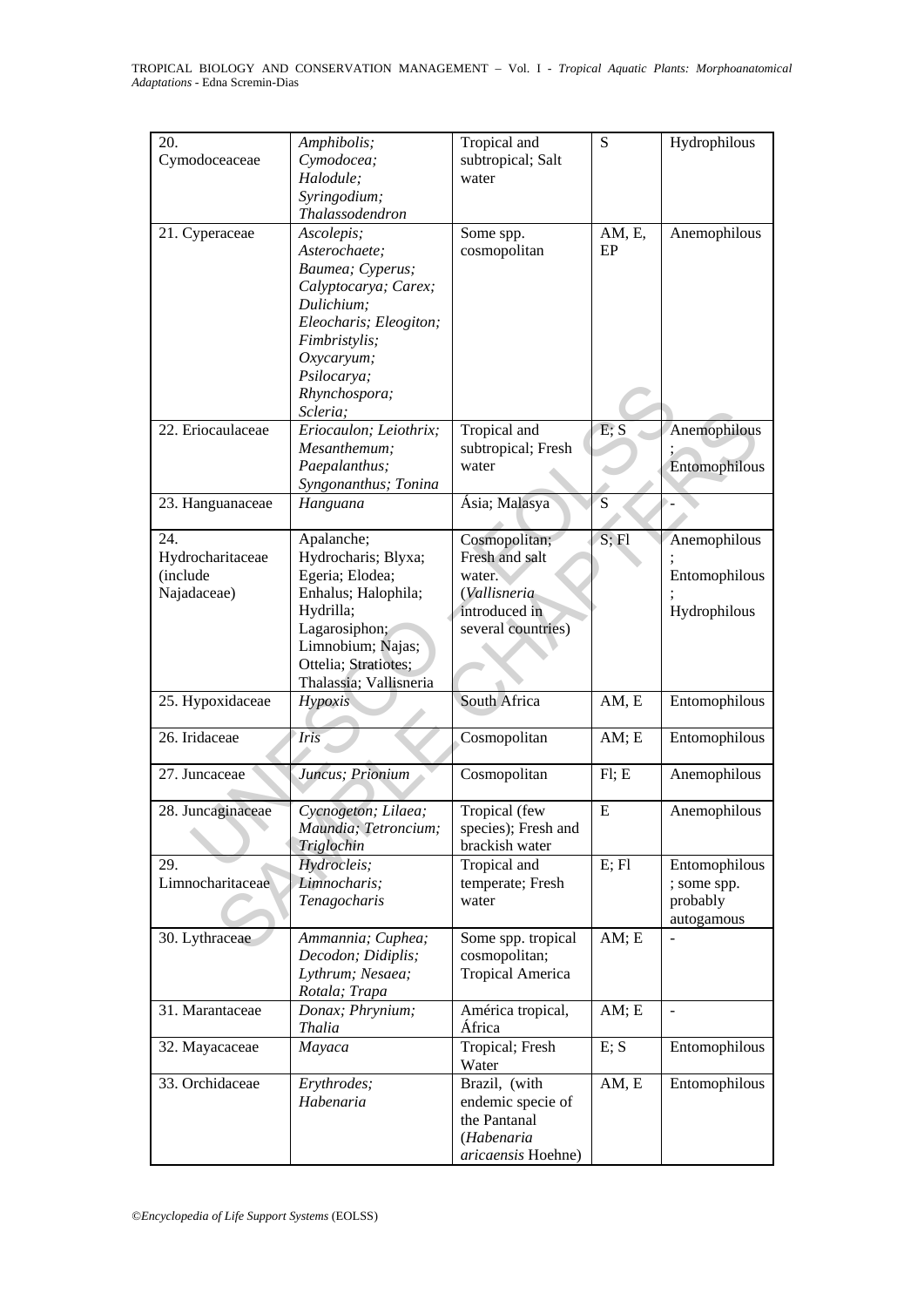| 20. Cymodoceaceae | *Amphibolis; Cymodocea; Halodule; Syringodium; Thalassodendron* | Tropical and subtropical; Salt water | S | Hydrophilous |
|---|---|---|---|---|
| 21. Cyperaceae | *Ascolepis; Asterochaete; Baumea; Cyperus; Calyptocarya; Carex; Dulichium; Eleocharis; Eleogiton; Fimbristylis; Oxycaryum; Psilocarya; Rhynchospora; Scleria;* | Some spp. cosmopolitan | AM, E, EP | Anemophilous |
| 22. Eriocaulaceae | *Eriocaulon; Leiothrix; Mesanthemum; Paepalanthus; Syngonanthus; Tonina* | Tropical and subtropical; Fresh water | E; S | Anemophilous ; Entomophilous |
| 23. Hanguanaceae | *Hanguana* | Ásia; Malasya | S | - |
| 24. Hydrocharitaceae (include Najadaceae) | Apalanche; Hydrocharis; Blyxa; Egeria; Elodea; Enhalus; Halophila; Hydrilla; Lagarosiphon; Limnobium; Najas; Ottelia; Stratiotes; Thalassia; Vallisneria | Cosmopolitan; Fresh and salt water. (*Vallisneria* introduced in several countries) | S; Fl | Anemophilous ; Entomophilous ; Hydrophilous |
| 25. Hypoxidaceae | *Hypoxis* | South Africa | AM, E | Entomophilous |
| 26. Iridaceae | *Iris* | Cosmopolitan | AM; E | Entomophilous |
| 27. Juncaceae | *Juncus; Prionium* | Cosmopolitan | Fl; E | Anemophilous |
| 28. Juncaginaceae | *Cycnogeton; Lilaea; Maundia; Tetroncium; Triglochin* | Tropical (few species); Fresh and brackish water | E | Anemophilous |
| 29. Limnocharitaceae | *Hydrocleis; Limnocharis; Tenagocharis* | Tropical and temperate; Fresh water | E; Fl | Entomophilous ; some spp. probably autogamous |
| 30. Lythraceae | *Ammannia; Cuphea; Decodon; Didiplis; Lythrum; Nesaea; Rotala; Trapa* | Some spp. tropical cosmopolitan; Tropical America | AM; E | - |
| 31. Marantaceae | *Donax; Phrynium; Thalia* | América tropical, África | AM; E | - |
| 32. Mayacaceae | *Mayaca* | Tropical; Fresh Water | E; S | Entomophilous |
| 33. Orchidaceae | *Erythrodes; Habenaria* | Brazil, (with endemic specie of the Pantanal (*Habenaria aricaensis* Hoehne) | AM, E | Entomophilous |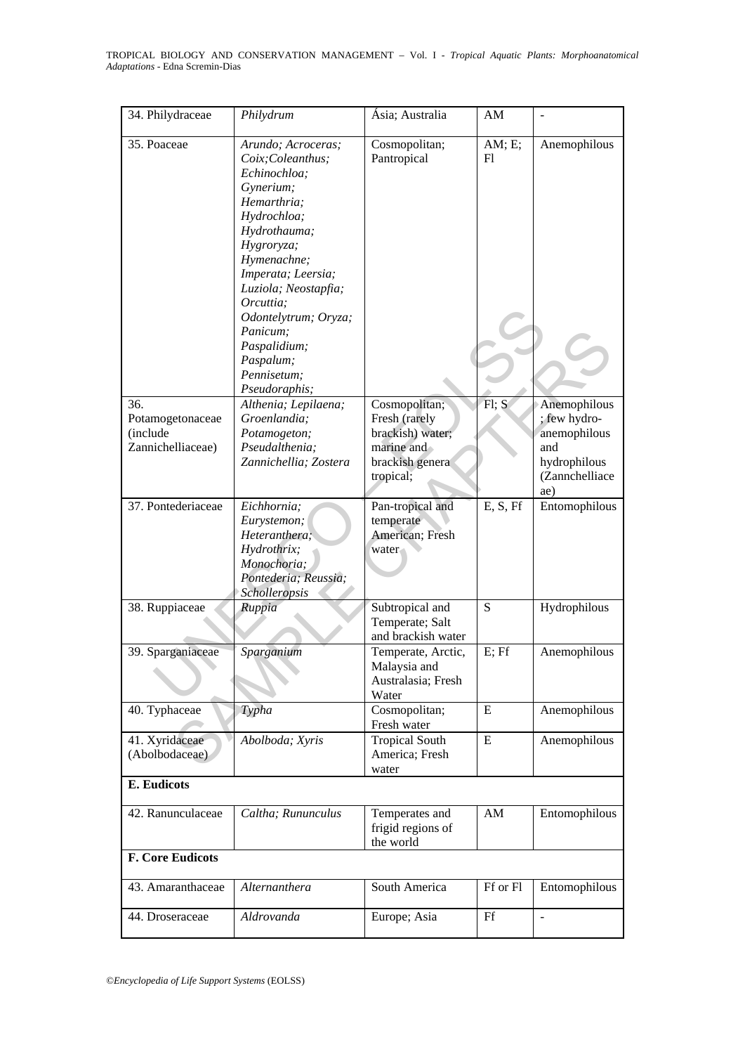| 34. Philydraceae | *Philydrum* | Ásia; Australia | AM | - |
|---|---|---|---|---|
| 35. Poaceae | *Arundo; Acroceras; Coix;Coleanthus; Echinochloa; Gynerium; Hemarthria; Hydrochloa; Hydrothauma; Hygroryza; Hymenachne; Imperata; Leersia; Luziola; Neostapfia; Orcuttia; Odontelytrum; Oryza; Panicum; Paspalidium; Paspalum; Pennisetum; Pseudoraphis;* | Cosmopolitan; Pantropical | AM; E; Fl | Anemophilous |
| 36. Potamogetonaceae (include Zannichelliaceae) | *Althenia; Lepilaena; Groenlandia; Potamogeton; Pseudalthenia; Zannichellia; Zostera* | Cosmopolitan; Fresh (rarely brackish) water; marine and brackish genera tropical; | Fl; S | Anemophilous ; few hydro-anemophilous and hydrophilous (Zannchelliaceae) |
| 37. Pontederiaceae | *Eichhornia; Eurystemon; Heteranthera; Hydrothrix; Monochoria; Pontederia; Reussia; Scholleropsis* | Pan-tropical and temperate American; Fresh water | E, S, Ff | Entomophilous |
| 38. Ruppiaceae | *Ruppia* | Subtropical and Temperate; Salt and brackish water | S | Hydrophilous |
| 39. Sparganiaceae | *Sparganium* | Temperate, Arctic, Malaysia and Australasia; Fresh Water | E; Ff | Anemophilous |
| 40. Typhaceae | *Typha* | Cosmopolitan; Fresh water | E | Anemophilous |
| 41. Xyridaceae (Abolbodaceae) | *Abolboda; Xyris* | Tropical South America; Fresh water | E | Anemophilous |
| **E. Eudicots** | | | | |
| 42. Ranunculaceae | *Caltha; Rununculus* | Temperates and frigid regions of the world | AM | Entomophilous |
| **F. Core Eudicots** | | | | |
| 43. Amaranthaceae | *Alternanthera* | South America | Ff or Fl | Entomophilous |
| 44. Droseraceae | *Aldrovanda* | Europe; Asia | Ff | - |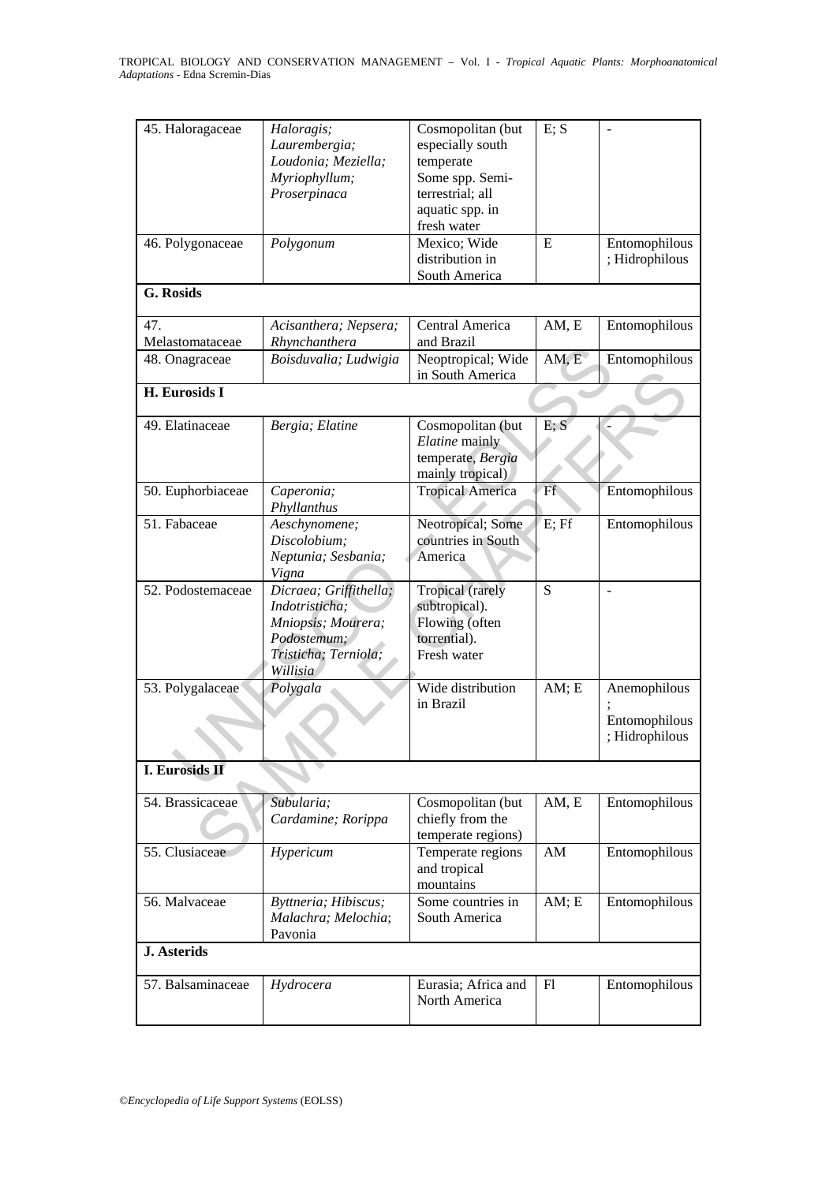| | | | | |
|---|---|---|---|---|
| 45. Haloragaceae | *Haloragis; Laurembergia; Loudonia; Meziella; Myriophyllum; Proserpinaca* | Cosmopolitan (but especially south temperate Some spp. Semi-terrestrial; all aquatic spp. in fresh water | E; S | - |
| 46. Polygonaceae | *Polygonum* | Mexico; Wide distribution in South America | E | Entomophilous ; Hidrophilous |
| **G. Rosids** | | | | |
| 47. Melastomataceae | *Acisanthera; Nepsera; Rhynchanthera* | Central America and Brazil | AM, E | Entomophilous |
| 48. Onagraceae | *Boisduvalia; Ludwigia* | Neoptropical; Wide in South America | AM, E | Entomophilous |
| **H. Eurosids I** | | | | |
| 49. Elatinaceae | *Bergia; Elatine* | Cosmopolitan (but *Elatine* mainly temperate, *Bergia* mainly tropical) | E; S | - |
| 50. Euphorbiaceae | *Caperonia; Phyllanthus* | Tropical America | Ff | Entomophilous |
| 51. Fabaceae | *Aeschynomene; Discolobium; Neptunia; Sesbania; Vigna* | Neotropical; Some countries in South America | E; Ff | Entomophilous |
| 52. Podostemaceae | *Dicraea; Griffithella; Indotristicha; Mniopsis; Mourera; Podostemum; Tristicha; Terniola; Willisia* | Tropical (rarely subtropical). Flowing (often torrential). Fresh water | S | - |
| 53. Polygalaceae | *Polygala* | Wide distribution in Brazil | AM; E | Anemophilous ; Entomophilous ; Hidrophilous |
| **I. Eurosids II** | | | | |
| 54. Brassicaceae | *Subularia; Cardamine; Rorippa* | Cosmopolitan (but chiefly from the temperate regions) | AM, E | Entomophilous |
| 55. Clusiaceae | *Hypericum* | Temperate regions and tropical mountains | AM | Entomophilous |
| 56. Malvaceae | *Byttneria; Hibiscus; Malachra; Melochia;* Pavonia | Some countries in South America | AM; E | Entomophilous |
| **J. Asterids** | | | | |
| 57. Balsaminaceae | *Hydrocera* | Eurasia; Africa and North America | Fl | Entomophilous |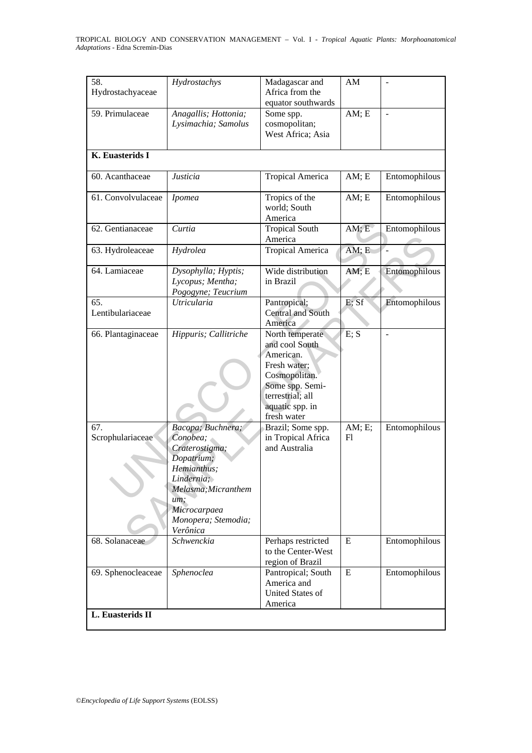| | | | | |
|---|---|---|---|---|
| 58. Hydrostachyaceae | *Hydrostachys* | Madagascar and Africa from the equator southwards | AM | - |
| 59. Primulaceae | *Anagallis; Hottonia; Lysimachia; Samolus* | Some spp. cosmopolitan; West Africa; Asia | AM; E | - |
| **K. Euasterids I** | | | | |
| 60. Acanthaceae | *Justicia* | Tropical America | AM; E | Entomophilous |
| 61. Convolvulaceae | *Ipomea* | Tropics of the world; South America | AM; E | Entomophilous |
| 62. Gentianaceae | *Curtia* | Tropical South America | AM; E | Entomophilous |
| 63. Hydroleaceae | *Hydrolea* | Tropical America | AM; E | - |
| 64. Lamiaceae | *Dysophylla; Hyptis; Lycopus; Mentha; Pogogyne; Teucrium* | Wide distribution in Brazil | AM; E | Entomophilous |
| 65. Lentibulariaceae | *Utricularia* | Pantropical; Central and South America | E; Sf | Entomophilous |
| 66. Plantaginaceae | *Hippuris; Callitriche* | North temperate and cool South American. Fresh water; Cosmopolitan. Some spp. Semi-terrestrial; all aquatic spp. in fresh water | E; S | - |
| 67. Scrophulariaceae | *Bacopa; Buchnera; Conobea; Craterostigma; Dopatrium; Hemianthus; Lindernia; Melasma;Micranthemum; Microcarpaea Monopera; Stemodia; Verônica* | Brazil; Some spp. in Tropical Africa and Australia | AM; E; Fl | Entomophilous |
| 68. Solanaceae | *Schwenckia* | Perhaps restricted to the Center-West region of Brazil | E | Entomophilous |
| 69. Sphenocleaceae | *Sphenoclea* | Pantropical; South America and United States of America | E | Entomophilous |
| **L. Euasterids II** | | | | |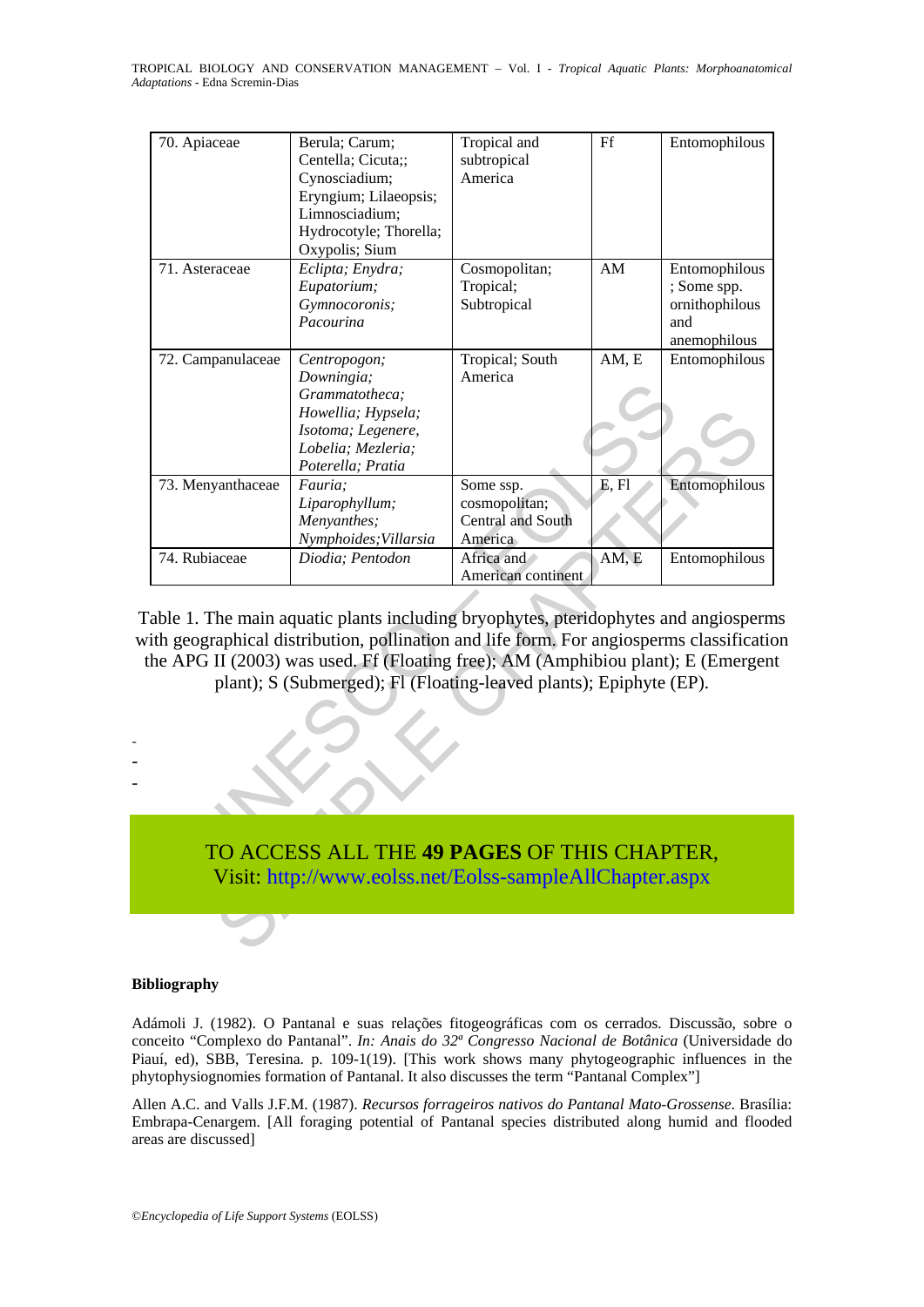| 70. Apiaceae | Berula; Carum; Centella; Cicuta;; Cynosciadium; Eryngium; Lilaeopsis; Limnosciadium; Hydrocotyle; Thorella; Oxypolis; Sium | Tropical and subtropical America | Ff | Entomophilous |
|---|---|---|---|---|
| 71. Asteraceae | *Eclipta; Enydra; Eupatorium; Gymnocoronis; Pacourina* | Cosmopolitan; Tropical; Subtropical | AM | Entomophilous ; Some spp. ornithophilous and anemophilous |
| 72. Campanulaceae | *Centropogon; Downingia; Grammatotheca; Howellia; Hypsela; Isotoma; Legenere, Lobelia; Mezleria; Poterella; Pratia* | Tropical; South America | AM, E | Entomophilous |
| 73. Menyanthaceae | *Fauria; Liparophyllum; Menyanthes; Nymphoides;Villarsia* | Some ssp. cosmopolitan; Central and South America | E, Fl | Entomophilous |
| 74. Rubiaceae | *Diodia; Pentodon* | Africa and American continent | AM, E | Entomophilous |

Table 1. The main aquatic plants including bryophytes, pteridophytes and angiosperms with geographical distribution, pollination and life form. For angiosperms classification the APG II (2003) was used. Ff (Floating free); AM (Amphibiou plant); E (Emergent plant); S (Submerged); Fl (Floating-leaved plants); Epiphyte (EP).

-
-
-

TO ACCESS ALL THE **49 PAGES** OF THIS CHAPTER,
Visit: http://www.eolss.net/Eolss-sampleAllChapter.aspx

**Bibliography**

Adámoli J. (1982). O Pantanal e suas relações fitogeográficas com os cerrados. Discussão, sobre o conceito "Complexo do Pantanal". *In: Anais do 32ª Congresso Nacional de Botânica* (Universidade do Piauí, ed), SBB, Teresina. p. 109-1(19). [This work shows many phytogeographic influences in the phytophysiognomies formation of Pantanal. It also discusses the term "Pantanal Complex"]

Allen A.C. and Valls J.F.M. (1987). *Recursos forrageiros nativos do Pantanal Mato-Grossense*. Brasília: Embrapa-Cenargem. [All foraging potential of Pantanal species distributed along humid and flooded areas are discussed]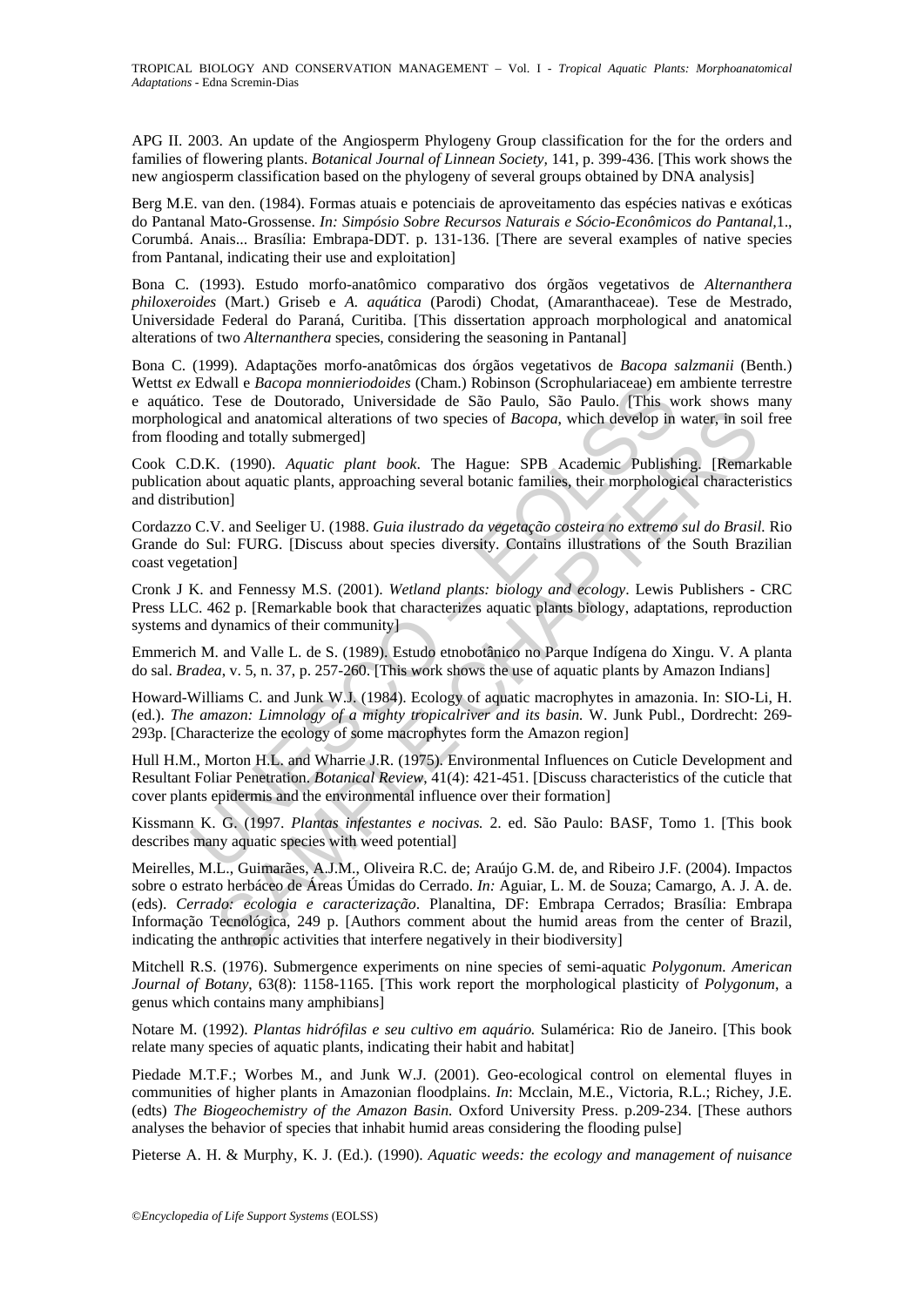APG II. 2003. An update of the Angiosperm Phylogeny Group classification for the for the orders and families of flowering plants. *Botanical Journal of Linnean Society,* 141, p. 399-436. [This work shows the new angiosperm classification based on the phylogeny of several groups obtained by DNA analysis]

Berg M.E. van den. (1984). Formas atuais e potenciais de aproveitamento das espécies nativas e exóticas do Pantanal Mato-Grossense. *In: Simpósio Sobre Recursos Naturais e Sócio-Econômicos do Pantanal,*1., Corumbá. Anais... Brasília: Embrapa-DDT. p. 131-136. [There are several examples of native species from Pantanal, indicating their use and exploitation]

Bona C. (1993). Estudo morfo-anatômico comparativo dos órgãos vegetativos de *Alternanthera philoxeroides* (Mart.) Griseb e *A. aquática* (Parodi) Chodat, (Amaranthaceae). Tese de Mestrado, Universidade Federal do Paraná, Curitiba. [This dissertation approach morphological and anatomical alterations of two *Alternanthera* species, considering the seasoning in Pantanal]

Bona C. (1999). Adaptações morfo-anatômicas dos órgãos vegetativos de *Bacopa salzmanii* (Benth.) Wettst *ex* Edwall e *Bacopa monnieriodoides* (Cham.) Robinson (Scrophulariaceae) em ambiente terrestre e aquático. Tese de Doutorado, Universidade de São Paulo, São Paulo. [This work shows many morphological and anatomical alterations of two species of *Bacopa*, which develop in water, in soil free from flooding and totally submerged]

Cook C.D.K. (1990). *Aquatic plant book*. The Hague: SPB Academic Publishing. [Remarkable publication about aquatic plants, approaching several botanic families, their morphological characteristics and distribution]

Cordazzo C.V. and Seeliger U. (1988. *Guia ilustrado da vegetação costeira no extremo sul do Brasil*. Rio Grande do Sul: FURG. [Discuss about species diversity. Contains illustrations of the South Brazilian coast vegetation]

Cronk J K. and Fennessy M.S. (2001). *Wetland plants: biology and ecology*. Lewis Publishers - CRC Press LLC. 462 p. [Remarkable book that characterizes aquatic plants biology, adaptations, reproduction systems and dynamics of their community]

Emmerich M. and Valle L. de S. (1989). Estudo etnobotânico no Parque Indígena do Xingu. V. A planta do sal. *Bradea*, v. 5, n. 37, p. 257-260. [This work shows the use of aquatic plants by Amazon Indians]

Howard-Williams C. and Junk W.J. (1984). Ecology of aquatic macrophytes in amazonia. In: SIO-Li, H. (ed.). *The amazon: Limnology of a mighty tropicalriver and its basin.* W. Junk Publ., Dordrecht: 269-293p. [Characterize the ecology of some macrophytes form the Amazon region]

Hull H.M., Morton H.L. and Wharrie J.R. (1975). Environmental Influences on Cuticle Development and Resultant Foliar Penetration. *Botanical Review*, 41(4): 421-451. [Discuss characteristics of the cuticle that cover plants epidermis and the environmental influence over their formation]

Kissmann K. G. (1997. *Plantas infestantes e nocivas.* 2. ed. São Paulo: BASF, Tomo 1. [This book describes many aquatic species with weed potential]

Meirelles, M.L., Guimarães, A.J.M., Oliveira R.C. de; Araújo G.M. de, and Ribeiro J.F. (2004). Impactos sobre o estrato herbáceo de Áreas Úmidas do Cerrado. *In:* Aguiar, L. M. de Souza; Camargo, A. J. A. de. (eds). *Cerrado: ecologia e caracterização*. Planaltina, DF: Embrapa Cerrados; Brasília: Embrapa Informação Tecnológica, 249 p. [Authors comment about the humid areas from the center of Brazil, indicating the anthropic activities that interfere negatively in their biodiversity]

Mitchell R.S. (1976). Submergence experiments on nine species of semi-aquatic *Polygonum. American Journal of Botany*, 63(8): 1158-1165. [This work report the morphological plasticity of *Polygonum*, a genus which contains many amphibians]

Notare M. (1992). *Plantas hidrófilas e seu cultivo em aquário.* Sulamérica: Rio de Janeiro. [This book relate many species of aquatic plants, indicating their habit and habitat]

Piedade M.T.F.; Worbes M., and Junk W.J. (2001). Geo-ecological control on elemental fluyes in communities of higher plants in Amazonian floodplains. *In*: Mcclain, M.E., Victoria, R.L.; Richey, J.E. (edts) *The Biogeochemistry of the Amazon Basin.* Oxford University Press. p.209-234. [These authors analyses the behavior of species that inhabit humid areas considering the flooding pulse]

Pieterse A. H. & Murphy, K. J. (Ed.). (1990). *Aquatic weeds: the ecology and management of nuisance*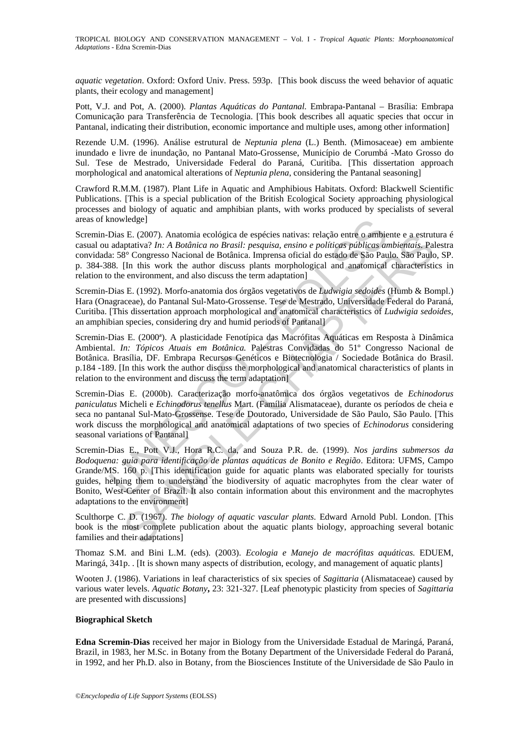*aquatic vegetation*. Oxford: Oxford Univ. Press. 593p. [This book discuss the weed behavior of aquatic plants, their ecology and management]

Pott, V.J. and Pot, A. (2000). *Plantas Aquáticas do Pantanal.* Embrapa-Pantanal – Brasília: Embrapa Comunicação para Transferência de Tecnologia. [This book describes all aquatic species that occur in Pantanal, indicating their distribution, economic importance and multiple uses, among other information]

Rezende U.M. (1996). Análise estrutural de *Neptunia plena* (L.) Benth. (Mimosaceae) em ambiente inundado e livre de inundação, no Pantanal Mato-Grossense, Município de Corumbá -Mato Grosso do Sul. Tese de Mestrado, Universidade Federal do Paraná, Curitiba. [This dissertation approach morphological and anatomical alterations of *Neptunia plena*, considering the Pantanal seasoning]

Crawford R.M.M. (1987). Plant Life in Aquatic and Amphibious Habitats. Oxford: Blackwell Scientific Publications. [This is a special publication of the British Ecological Society approaching physiological processes and biology of aquatic and amphibian plants, with works produced by specialists of several areas of knowledge]

Scremin-Dias E. (2007). Anatomia ecológica de espécies nativas: relação entre o ambiente e a estrutura é casual ou adaptativa? *In: A Botânica no Brasil: pesquisa, ensino e políticas públicas ambientais*. Palestra convidada: 58° Congresso Nacional de Botânica. Imprensa oficial do estado de São Paulo. São Paulo, SP. p. 384-388. [In this work the author discuss plants morphological and anatomical characteristics in relation to the environment, and also discuss the term adaptation]

Scremin-Dias E. (1992). Morfo-anatomia dos órgãos vegetativos de *Ludwigia sedoides* (Humb & Bompl.) Hara (Onagraceae), do Pantanal Sul-Mato-Grossense. Tese de Mestrado, Universidade Federal do Paraná, Curitiba. [This dissertation approach morphological and anatomical characteristics of *Ludwigia sedoides*, an amphibian species, considering dry and humid periods of Pantanal]

Scremin-Dias E. (2000ª). A plasticidade Fenotípica das Macrófitas Aquáticas em Resposta à Dinâmica Ambiental. *In: Tópicos Atuais em Botânica.* Palestras Convidadas do 51º Congresso Nacional de Botânica. Brasília, DF. Embrapa Recursos Genéticos e Biotecnologia / Sociedade Botânica do Brasil. p.184 -189. [In this work the author discuss the morphological and anatomical characteristics of plants in relation to the environment and discuss the term adaptation]

Scremin-Dias E. (2000b). Caracterização morfo-anatômica dos órgãos vegetativos de *Echinodorus paniculatus* Micheli e *Echinodorus tenellus* Mart. (Família Alismataceae), durante os períodos de cheia e seca no pantanal Sul-Mato-Grossense. Tese de Doutorado, Universidade de São Paulo, São Paulo. [This work discuss the morphological and anatomical adaptations of two species of *Echinodorus* considering seasonal variations of Pantanal]

Scremin-Dias E., Pott V.J., Hora R.C. da, and Souza P.R. de. (1999). *Nos jardins submersos da Bodoquena: guia para identificação de plantas aquáticas de Bonito e Região*. Editora: UFMS, Campo Grande/MS. 160 p. [This identification guide for aquatic plants was elaborated specially for tourists guides, helping them to understand the biodiversity of aquatic macrophytes from the clear water of Bonito, West-Center of Brazil. It also contain information about this environment and the macrophytes adaptations to the environment]

Sculthorpe C. D. (1967). *The biology of aquatic vascular plants.* Edward Arnold Publ. London. [This book is the most complete publication about the aquatic plants biology, approaching several botanic families and their adaptations]

Thomaz S.M. and Bini L.M. (eds). (2003). *Ecologia e Manejo de macrófitas aquáticas.* EDUEM, Maringá, 341p. . [It is shown many aspects of distribution, ecology, and management of aquatic plants]

Wooten J. (1986). Variations in leaf characteristics of six species of *Sagittaria* (Alismataceae) caused by various water levels. *Aquatic Botany***,** 23: 321-327. [Leaf phenotypic plasticity from species of *Sagittaria* are presented with discussions]

**Biographical Sketch**

**Edna Scremin-Dias** received her major in Biology from the Universidade Estadual de Maringá, Paraná, Brazil, in 1983, her M.Sc. in Botany from the Botany Department of the Universidade Federal do Paraná, in 1992, and her Ph.D. also in Botany, from the Biosciences Institute of the Universidade de São Paulo in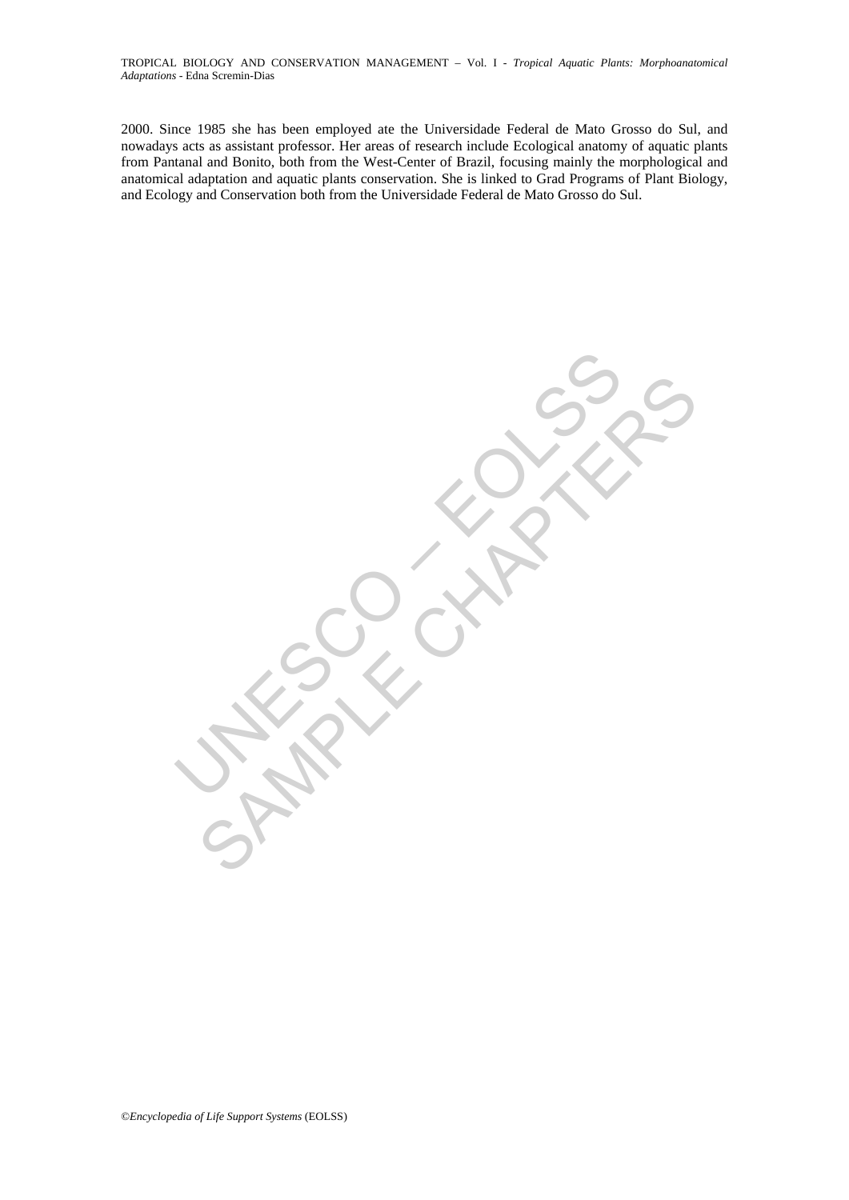2000. Since 1985 she has been employed ate the Universidade Federal de Mato Grosso do Sul, and nowadays acts as assistant professor. Her areas of research include Ecological anatomy of aquatic plants from Pantanal and Bonito, both from the West-Center of Brazil, focusing mainly the morphological and anatomical adaptation and aquatic plants conservation. She is linked to Grad Programs of Plant Biology, and Ecology and Conservation both from the Universidade Federal de Mato Grosso do Sul.